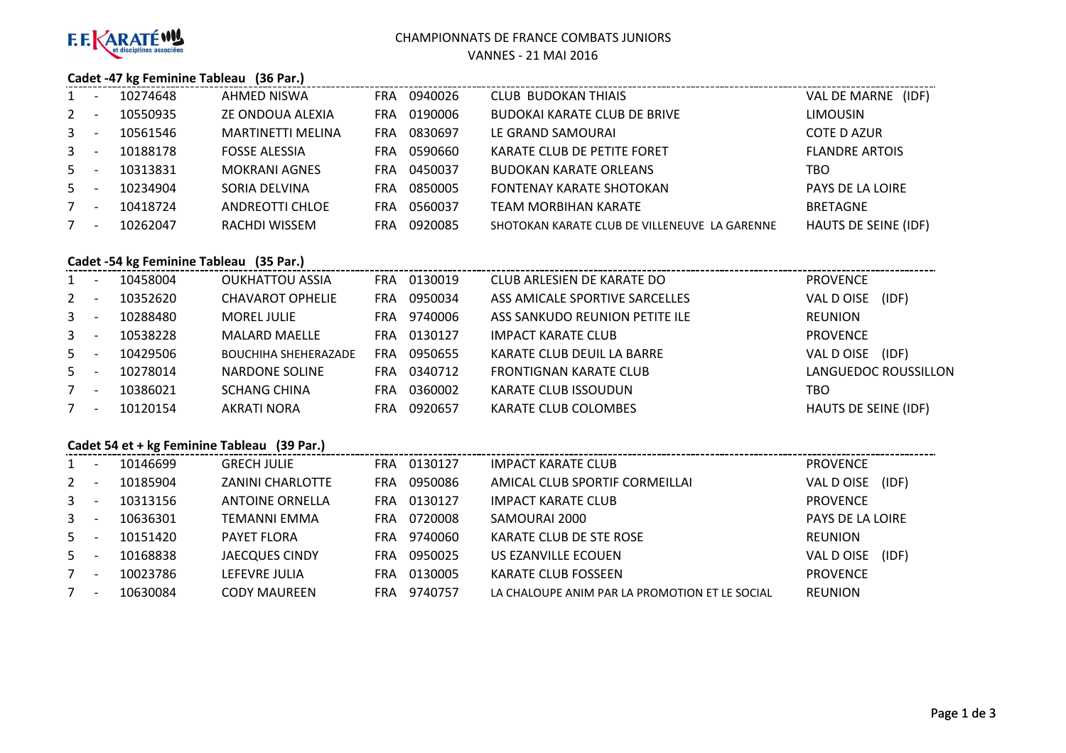F.F. KARATÉ et disciplines associées

# CHAMPIONNATS DE FRANCE COMBATS JUNIORS

VANNES - 21 MAI 2016

## Cadet -47 kg Feminine Tableau (36 Par.)

| Rang | Licence | Nom | Pays | Club N° | Club | Ligue |
|---|---|---|---|---|---|---|
| 1 - | 10274648 | AHMED NISWA | FRA | 0940026 | CLUB BUDOKAN THIAIS | VAL DE MARNE (IDF) |
| 2 - | 10550935 | ZE ONDOUA ALEXIA | FRA | 0190006 | BUDOKAI KARATE CLUB DE BRIVE | LIMOUSIN |
| 3 - | 10561546 | MARTINETTI MELINA | FRA | 0830697 | LE GRAND SAMOURAI | COTE D AZUR |
| 3 - | 10188178 | FOSSE ALESSIA | FRA | 0590660 | KARATE CLUB DE PETITE FORET | FLANDRE ARTOIS |
| 5 - | 10313831 | MOKRANI AGNES | FRA | 0450037 | BUDOKAN KARATE ORLEANS | TBO |
| 5 - | 10234904 | SORIA DELVINA | FRA | 0850005 | FONTENAY KARATE SHOTOKAN | PAYS DE LA LOIRE |
| 7 - | 10418724 | ANDREOTTI CHLOE | FRA | 0560037 | TEAM MORBIHAN KARATE | BRETAGNE |
| 7 - | 10262047 | RACHDI WISSEM | FRA | 0920085 | SHOTOKAN KARATE CLUB DE VILLENEUVE LA GARENNE | HAUTS DE SEINE (IDF) |

## Cadet -54 kg Feminine Tableau (35 Par.)

| Rang | Licence | Nom | Pays | Club N° | Club | Ligue |
|---|---|---|---|---|---|---|
| 1 - | 10458004 | OUKHATTOU ASSIA | FRA | 0130019 | CLUB ARLESIEN DE KARATE DO | PROVENCE |
| 2 - | 10352620 | CHAVAROT OPHELIE | FRA | 0950034 | ASS AMICALE SPORTIVE SARCELLES | VAL D OISE (IDF) |
| 3 - | 10288480 | MOREL JULIE | FRA | 9740006 | ASS SANKUDO REUNION PETITE ILE | REUNION |
| 3 - | 10538228 | MALARD MAELLE | FRA | 0130127 | IMPACT KARATE CLUB | PROVENCE |
| 5 - | 10429506 | BOUCHIHA SHEHERAZADE | FRA | 0950655 | KARATE CLUB DEUIL LA BARRE | VAL D OISE (IDF) |
| 5 - | 10278014 | NARDONE SOLINE | FRA | 0340712 | FRONTIGNAN KARATE CLUB | LANGUEDOC ROUSSILLON |
| 7 - | 10386021 | SCHANG CHINA | FRA | 0360002 | KARATE CLUB ISSOUDUN | TBO |
| 7 - | 10120154 | AKRATI NORA | FRA | 0920657 | KARATE CLUB COLOMBES | HAUTS DE SEINE (IDF) |

## Cadet 54 et + kg Feminine Tableau (39 Par.)

| Rang | Licence | Nom | Pays | Club N° | Club | Ligue |
|---|---|---|---|---|---|---|
| 1 - | 10146699 | GRECH JULIE | FRA | 0130127 | IMPACT KARATE CLUB | PROVENCE |
| 2 - | 10185904 | ZANINI CHARLOTTE | FRA | 0950086 | AMICAL CLUB SPORTIF CORMEILLAI | VAL D OISE (IDF) |
| 3 - | 10313156 | ANTOINE ORNELLA | FRA | 0130127 | IMPACT KARATE CLUB | PROVENCE |
| 3 - | 10636301 | TEMANNI EMMA | FRA | 0720008 | SAMOURAI 2000 | PAYS DE LA LOIRE |
| 5 - | 10151420 | PAYET FLORA | FRA | 9740060 | KARATE CLUB DE STE ROSE | REUNION |
| 5 - | 10168838 | JAECQUES CINDY | FRA | 0950025 | US EZANVILLE ECOUEN | VAL D OISE (IDF) |
| 7 - | 10023786 | LEFEVRE JULIA | FRA | 0130005 | KARATE CLUB FOSSEEN | PROVENCE |
| 7 - | 10630084 | CODY MAUREEN | FRA | 9740757 | LA CHALOUPE ANIM PAR LA PROMOTION ET LE SOCIAL | REUNION |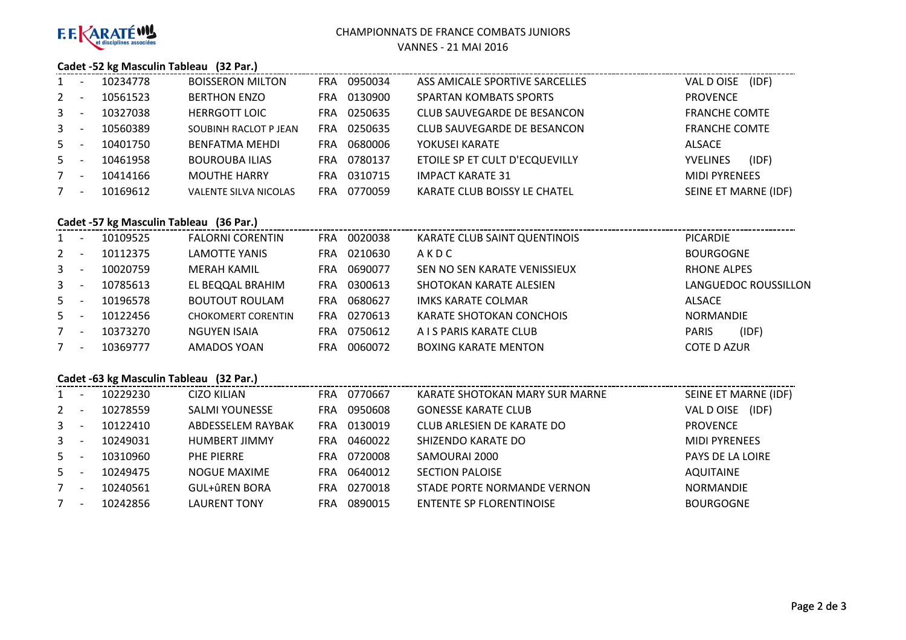CHAMPIONNATS DE FRANCE COMBATS JUNIORS

VANNES - 21 MAI 2016

### Cadet -52 kg Masculin Tableau (32 Par.)

| | | | | | | | |
|---|---|---|---|---|---|---|---|
| 1 | - | 10234778 | BOISSERON MILTON | FRA | 0950034 | ASS AMICALE SPORTIVE SARCELLES | VAL D OISE (IDF) |
| 2 | - | 10561523 | BERTHON ENZO | FRA | 0130900 | SPARTAN KOMBATS SPORTS | PROVENCE |
| 3 | - | 10327038 | HERRGOTT LOIC | FRA | 0250635 | CLUB SAUVEGARDE DE BESANCON | FRANCHE COMTE |
| 3 | - | 10560389 | SOUBINH RACLOT P JEAN | FRA | 0250635 | CLUB SAUVEGARDE DE BESANCON | FRANCHE COMTE |
| 5 | - | 10401750 | BENFATMA MEHDI | FRA | 0680006 | YOKUSEI KARATE | ALSACE |
| 5 | - | 10461958 | BOUROUBA ILIAS | FRA | 0780137 | ETOILE SP ET CULT D'ECQUEVILLY | YVELINES (IDF) |
| 7 | - | 10414166 | MOUTHE HARRY | FRA | 0310715 | IMPACT KARATE 31 | MIDI PYRENEES |
| 7 | - | 10169612 | VALENTE SILVA NICOLAS | FRA | 0770059 | KARATE CLUB BOISSY LE CHATEL | SEINE ET MARNE (IDF) |

### Cadet -57 kg Masculin Tableau (36 Par.)

| | | | | | | | |
|---|---|---|---|---|---|---|---|
| 1 | - | 10109525 | FALORNI CORENTIN | FRA | 0020038 | KARATE CLUB SAINT QUENTINOIS | PICARDIE |
| 2 | - | 10112375 | LAMOTTE YANIS | FRA | 0210630 | A K D C | BOURGOGNE |
| 3 | - | 10020759 | MERAH KAMIL | FRA | 0690077 | SEN NO SEN KARATE VENISSIEUX | RHONE ALPES |
| 3 | - | 10785613 | EL BEQQAL BRAHIM | FRA | 0300613 | SHOTOKAN KARATE ALESIEN | LANGUEDOC ROUSSILLON |
| 5 | - | 10196578 | BOUTOUT ROULAM | FRA | 0680627 | IMKS KARATE COLMAR | ALSACE |
| 5 | - | 10122456 | CHOKOMERT CORENTIN | FRA | 0270613 | KARATE SHOTOKAN CONCHOIS | NORMANDIE |
| 7 | - | 10373270 | NGUYEN ISAIA | FRA | 0750612 | A I S PARIS KARATE CLUB | PARIS (IDF) |
| 7 | - | 10369777 | AMADOS YOAN | FRA | 0060072 | BOXING KARATE MENTON | COTE D AZUR |

### Cadet -63 kg Masculin Tableau (32 Par.)

| | | | | | | | |
|---|---|---|---|---|---|---|---|
| 1 | - | 10229230 | CIZO KILIAN | FRA | 0770667 | KARATE SHOTOKAN MARY SUR MARNE | SEINE ET MARNE (IDF) |
| 2 | - | 10278559 | SALMI YOUNESSE | FRA | 0950608 | GONESSE KARATE CLUB | VAL D OISE (IDF) |
| 3 | - | 10122410 | ABDESSELEM RAYBAK | FRA | 0130019 | CLUB ARLESIEN DE KARATE DO | PROVENCE |
| 3 | - | 10249031 | HUMBERT JIMMY | FRA | 0460022 | SHIZENDO KARATE DO | MIDI PYRENEES |
| 5 | - | 10310960 | PHE PIERRE | FRA | 0720008 | SAMOURAI 2000 | PAYS DE LA LOIRE |
| 5 | - | 10249475 | NOGUE MAXIME | FRA | 0640012 | SECTION PALOISE | AQUITAINE |
| 7 | - | 10240561 | GUL+ûREN BORA | FRA | 0270018 | STADE PORTE NORMANDE VERNON | NORMANDIE |
| 7 | - | 10242856 | LAURENT TONY | FRA | 0890015 | ENTENTE SP FLORENTINOISE | BOURGOGNE |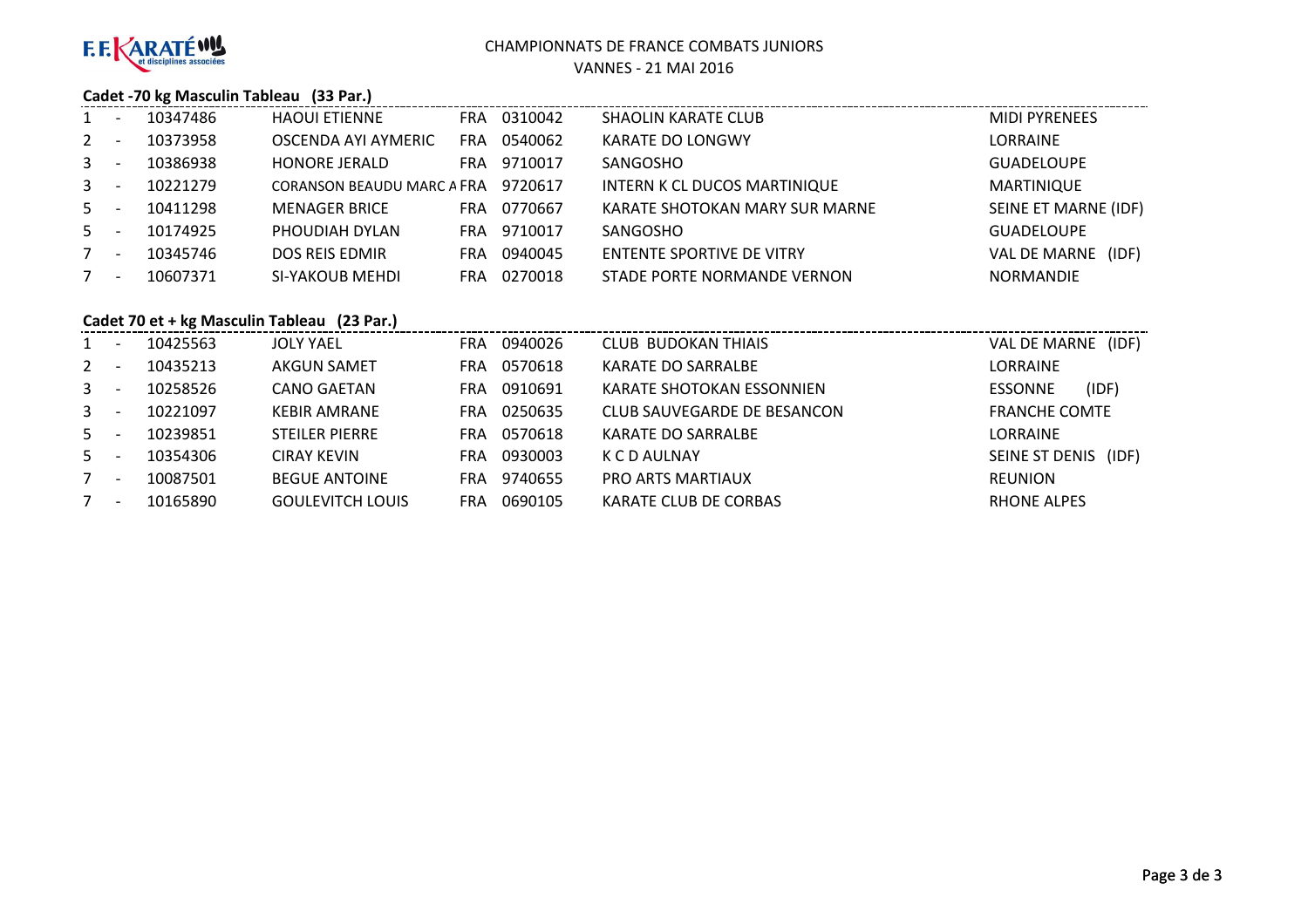CHAMPIONNATS DE FRANCE COMBATS JUNIORS

VANNES - 21 MAI 2016

### Cadet -70 kg Masculin Tableau (33 Par.)

| | | | | | | | |
|---|---|---|---|---|---|---|---|
| 1 | - | 10347486 | HAOUI ETIENNE | FRA | 0310042 | SHAOLIN KARATE CLUB | MIDI PYRENEES |
| 2 | - | 10373958 | OSCENDA AYI AYMERIC | FRA | 0540062 | KARATE DO LONGWY | LORRAINE |
| 3 | - | 10386938 | HONORE JERALD | FRA | 9710017 | SANGOSHO | GUADELOUPE |
| 3 | - | 10221279 | CORANSON BEAUDU MARC A | FRA | 9720617 | INTERN K CL DUCOS MARTINIQUE | MARTINIQUE |
| 5 | - | 10411298 | MENAGER BRICE | FRA | 0770667 | KARATE SHOTOKAN MARY SUR MARNE | SEINE ET MARNE (IDF) |
| 5 | - | 10174925 | PHOUDIAH DYLAN | FRA | 9710017 | SANGOSHO | GUADELOUPE |
| 7 | - | 10345746 | DOS REIS EDMIR | FRA | 0940045 | ENTENTE SPORTIVE DE VITRY | VAL DE MARNE (IDF) |
| 7 | - | 10607371 | SI-YAKOUB MEHDI | FRA | 0270018 | STADE PORTE NORMANDE VERNON | NORMANDIE |

### Cadet 70 et + kg Masculin Tableau (23 Par.)

| | | | | | | | |
|---|---|---|---|---|---|---|---|
| 1 | - | 10425563 | JOLY YAEL | FRA | 0940026 | CLUB BUDOKAN THIAIS | VAL DE MARNE (IDF) |
| 2 | - | 10435213 | AKGUN SAMET | FRA | 0570618 | KARATE DO SARRALBE | LORRAINE |
| 3 | - | 10258526 | CANO GAETAN | FRA | 0910691 | KARATE SHOTOKAN ESSONNIEN | ESSONNE (IDF) |
| 3 | - | 10221097 | KEBIR AMRANE | FRA | 0250635 | CLUB SAUVEGARDE DE BESANCON | FRANCHE COMTE |
| 5 | - | 10239851 | STEILER PIERRE | FRA | 0570618 | KARATE DO SARRALBE | LORRAINE |
| 5 | - | 10354306 | CIRAY KEVIN | FRA | 0930003 | K C D AULNAY | SEINE ST DENIS (IDF) |
| 7 | - | 10087501 | BEGUE ANTOINE | FRA | 9740655 | PRO ARTS MARTIAUX | REUNION |
| 7 | - | 10165890 | GOULEVITCH LOUIS | FRA | 0690105 | KARATE CLUB DE CORBAS | RHONE ALPES |